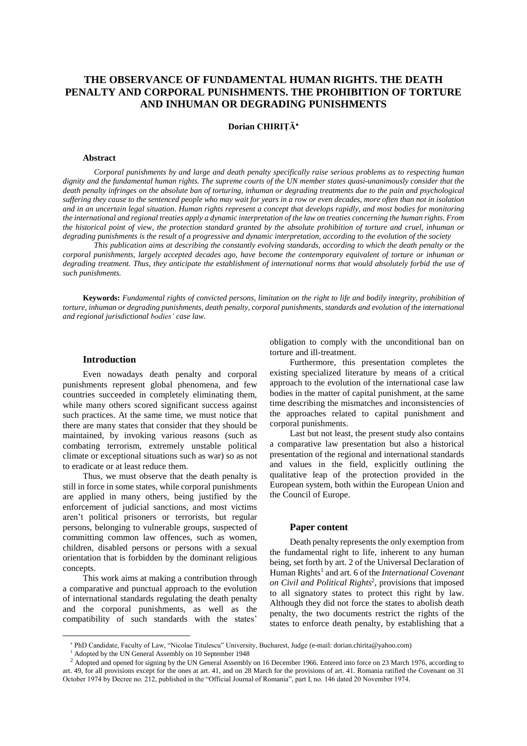# THE OBSERVANCE OF FUNDAMENTAL HUMAN RIGHTS. THE DEATH PENALTY AND CORPORAL PUNISHMENTS. THE PROHIBITION OF TORTURE AND INHUMAN OR DEGRADING PUNISHMENTS

**Dorian CHIRIȚĂ**[*]

### Abstract

*Corporal punishments by and large and death penalty specifically raise serious problems as to respecting human dignity and the fundamental human rights. The supreme courts of the UN member states quasi-unanimously consider that the death penalty infringes on the absolute ban of torturing, inhuman or degrading treatments due to the pain and psychological suffering they cause to the sentenced people who may wait for years in a row or even decades, more often than not in isolation and in an uncertain legal situation. Human rights represent a concept that develops rapidly, and most bodies for monitoring the international and regional treaties apply a dynamic interpretation of the law on treaties concerning the human rights. From the historical point of view, the protection standard granted by the absolute prohibition of torture and cruel, inhuman or degrading punishments is the result of a progressive and dynamic interpretation, according to the evolution of the society*

*This publication aims at describing the constantly evolving standards, according to which the death penalty or the corporal punishments, largely accepted decades ago, have become the contemporary equivalent of torture or inhuman or degrading treatment. Thus, they anticipate the establishment of international norms that would absolutely forbid the use of such punishments.*

**Keywords:** *Fundamental rights of convicted persons, limitation on the right to life and bodily integrity, prohibition of torture, inhuman or degrading punishments, death penalty, corporal punishments, standards and evolution of the international and regional jurisdictional bodies' case law.*

## Introduction

Even nowadays death penalty and corporal punishments represent global phenomena, and few countries succeeded in completely eliminating them, while many others scored significant success against such practices. At the same time, we must notice that there are many states that consider that they should be maintained, by invoking various reasons (such as combating terrorism, extremely unstable political climate or exceptional situations such as war) so as not to eradicate or at least reduce them.

Thus, we must observe that the death penalty is still in force in some states, while corporal punishments are applied in many others, being justified by the enforcement of judicial sanctions, and most victims aren't political prisoners or terrorists, but regular persons, belonging to vulnerable groups, suspected of committing common law offences, such as women, children, disabled persons or persons with a sexual orientation that is forbidden by the dominant religious concepts.

This work aims at making a contribution through a comparative and punctual approach to the evolution of international standards regulating the death penalty and the corporal punishments, as well as the compatibility of such standards with the states' obligation to comply with the unconditional ban on torture and ill-treatment.

Furthermore, this presentation completes the existing specialized literature by means of a critical approach to the evolution of the international case law bodies in the matter of capital punishment, at the same time describing the mismatches and inconsistencies of the approaches related to capital punishment and corporal punishments.

Last but not least, the present study also contains a comparative law presentation but also a historical presentation of the regional and international standards and values in the field, explicitly outlining the qualitative leap of the protection provided in the European system, both within the European Union and the Council of Europe.

## Paper content

Death penalty represents the only exemption from the fundamental right to life, inherent to any human being, set forth by art. 2 of the Universal Declaration of Human Rights[1] and art. 6 of the *International Covenant on Civil and Political Rights*[2], provisions that imposed to all signatory states to protect this right by law. Although they did not force the states to abolish death penalty, the two documents restrict the rights of the states to enforce death penalty, by establishing that a

---

[*] PhD Candidate, Faculty of Law, "Nicolae Titulescu" University, Bucharest, Judge (e-mail: dorian.chirita@yahoo.com)

[1] Adopted by the UN General Assembly on 10 September 1948

[2] Adopted and opened for signing by the UN General Assembly on 16 December 1966. Entered into force on 23 March 1976, according to art. 49, for all provisions except for the ones at art. 41, and on 28 March for the provisions of art. 41. Romania ratified the Covenant on 31 October 1974 by Decree no. 212, published in the "Official Journal of Romania", part I, no. 146 dated 20 November 1974.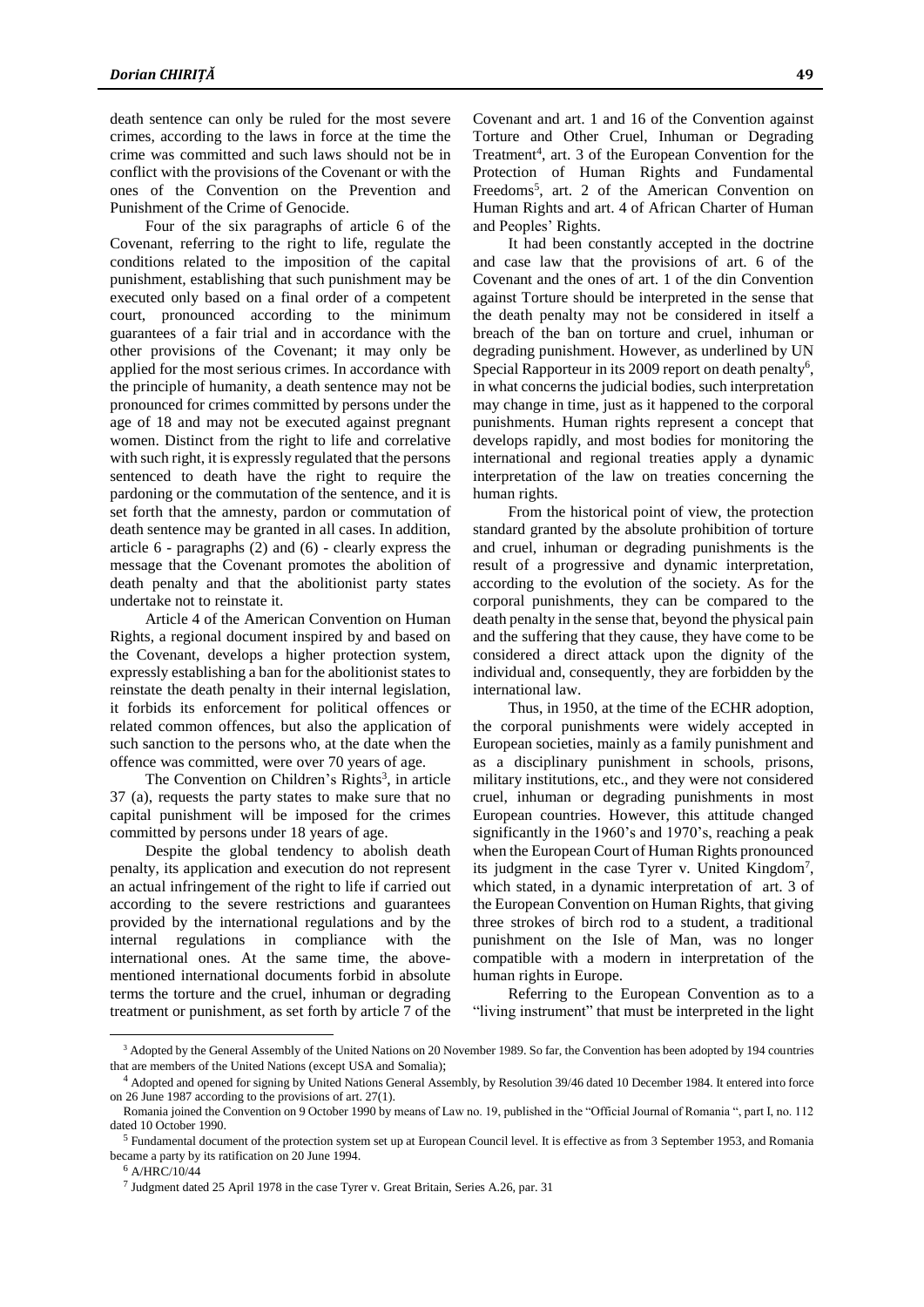death sentence can only be ruled for the most severe crimes, according to the laws in force at the time the crime was committed and such laws should not be in conflict with the provisions of the Covenant or with the ones of the Convention on the Prevention and Punishment of the Crime of Genocide.

Four of the six paragraphs of article 6 of the Covenant, referring to the right to life, regulate the conditions related to the imposition of the capital punishment, establishing that such punishment may be executed only based on a final order of a competent court, pronounced according to the minimum guarantees of a fair trial and in accordance with the other provisions of the Covenant; it may only be applied for the most serious crimes. In accordance with the principle of humanity, a death sentence may not be pronounced for crimes committed by persons under the age of 18 and may not be executed against pregnant women. Distinct from the right to life and correlative with such right, it is expressly regulated that the persons sentenced to death have the right to require the pardoning or the commutation of the sentence, and it is set forth that the amnesty, pardon or commutation of death sentence may be granted in all cases. In addition, article 6 - paragraphs (2) and (6) - clearly express the message that the Covenant promotes the abolition of death penalty and that the abolitionist party states undertake not to reinstate it.

Article 4 of the American Convention on Human Rights, a regional document inspired by and based on the Covenant, develops a higher protection system, expressly establishing a ban for the abolitionist states to reinstate the death penalty in their internal legislation, it forbids its enforcement for political offences or related common offences, but also the application of such sanction to the persons who, at the date when the offence was committed, were over 70 years of age.

The Convention on Children's Rights[3], in article 37 (a), requests the party states to make sure that no capital punishment will be imposed for the crimes committed by persons under 18 years of age.

Despite the global tendency to abolish death penalty, its application and execution do not represent an actual infringement of the right to life if carried out according to the severe restrictions and guarantees provided by the international regulations and by the internal regulations in compliance with the international ones. At the same time, the above-mentioned international documents forbid in absolute terms the torture and the cruel, inhuman or degrading treatment or punishment, as set forth by article 7 of the Covenant and art. 1 and 16 of the Convention against Torture and Other Cruel, Inhuman or Degrading Treatment[4], art. 3 of the European Convention for the Protection of Human Rights and Fundamental Freedoms[5], art. 2 of the American Convention on Human Rights and art. 4 of African Charter of Human and Peoples' Rights.

It had been constantly accepted in the doctrine and case law that the provisions of art. 6 of the Covenant and the ones of art. 1 of the din Convention against Torture should be interpreted in the sense that the death penalty may not be considered in itself a breach of the ban on torture and cruel, inhuman or degrading punishment. However, as underlined by UN Special Rapporteur in its 2009 report on death penalty[6], in what concerns the judicial bodies, such interpretation may change in time, just as it happened to the corporal punishments. Human rights represent a concept that develops rapidly, and most bodies for monitoring the international and regional treaties apply a dynamic interpretation of the law on treaties concerning the human rights.

From the historical point of view, the protection standard granted by the absolute prohibition of torture and cruel, inhuman or degrading punishments is the result of a progressive and dynamic interpretation, according to the evolution of the society. As for the corporal punishments, they can be compared to the death penalty in the sense that, beyond the physical pain and the suffering that they cause, they have come to be considered a direct attack upon the dignity of the individual and, consequently, they are forbidden by the international law.

Thus, in 1950, at the time of the ECHR adoption, the corporal punishments were widely accepted in European societies, mainly as a family punishment and as a disciplinary punishment in schools, prisons, military institutions, etc., and they were not considered cruel, inhuman or degrading punishments in most European countries. However, this attitude changed significantly in the 1960's and 1970's, reaching a peak when the European Court of Human Rights pronounced its judgment in the case Tyrer v. United Kingdom[7], which stated, in a dynamic interpretation of art. 3 of the European Convention on Human Rights, that giving three strokes of birch rod to a student, a traditional punishment on the Isle of Man, was no longer compatible with a modern in interpretation of the human rights in Europe.

Referring to the European Convention as to a "living instrument" that must be interpreted in the light

---

[3] Adopted by the General Assembly of the United Nations on 20 November 1989. So far, the Convention has been adopted by 194 countries that are members of the United Nations (except USA and Somalia);

[4] Adopted and opened for signing by United Nations General Assembly, by Resolution 39/46 dated 10 December 1984. It entered into force on 26 June 1987 according to the provisions of art. 27(1).

Romania joined the Convention on 9 October 1990 by means of Law no. 19, published in the "Official Journal of Romania ", part I, no. 112 dated 10 October 1990.

[5] Fundamental document of the protection system set up at European Council level. It is effective as from 3 September 1953, and Romania became a party by its ratification on 20 June 1994.

[6] A/HRC/10/44

[7] Judgment dated 25 April 1978 in the case Tyrer v. Great Britain, Series A.26, par. 31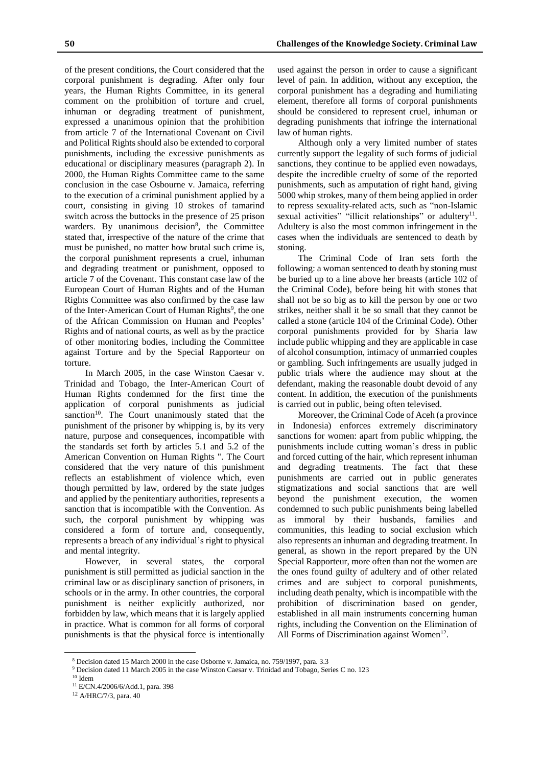of the present conditions, the Court considered that the corporal punishment is degrading. After only four years, the Human Rights Committee, in its general comment on the prohibition of torture and cruel, inhuman or degrading treatment of punishment, expressed a unanimous opinion that the prohibition from article 7 of the International Covenant on Civil and Political Rights should also be extended to corporal punishments, including the excessive punishments as educational or disciplinary measures (paragraph 2). In 2000, the Human Rights Committee came to the same conclusion in the case Osbourne v. Jamaica, referring to the execution of a criminal punishment applied by a court, consisting in giving 10 strokes of tamarind switch across the buttocks in the presence of 25 prison warders. By unanimous decision[8], the Committee stated that, irrespective of the nature of the crime that must be punished, no matter how brutal such crime is, the corporal punishment represents a cruel, inhuman and degrading treatment or punishment, opposed to article 7 of the Covenant. This constant case law of the European Court of Human Rights and of the Human Rights Committee was also confirmed by the case law of the Inter-American Court of Human Rights[9], the one of the African Commission on Human and Peoples' Rights and of national courts, as well as by the practice of other monitoring bodies, including the Committee against Torture and by the Special Rapporteur on torture.

In March 2005, in the case Winston Caesar v. Trinidad and Tobago, the Inter-American Court of Human Rights condemned for the first time the application of corporal punishments as judicial sanction[10]. The Court unanimously stated that the punishment of the prisoner by whipping is, by its very nature, purpose and consequences, incompatible with the standards set forth by articles 5.1 and 5.2 of the American Convention on Human Rights ". The Court considered that the very nature of this punishment reflects an establishment of violence which, even though permitted by law, ordered by the state judges and applied by the penitentiary authorities, represents a sanction that is incompatible with the Convention. As such, the corporal punishment by whipping was considered a form of torture and, consequently, represents a breach of any individual's right to physical and mental integrity.

However, in several states, the corporal punishment is still permitted as judicial sanction in the criminal law or as disciplinary sanction of prisoners, in schools or in the army. In other countries, the corporal punishment is neither explicitly authorized, nor forbidden by law, which means that it is largely applied in practice. What is common for all forms of corporal punishments is that the physical force is intentionally used against the person in order to cause a significant level of pain. In addition, without any exception, the corporal punishment has a degrading and humiliating element, therefore all forms of corporal punishments should be considered to represent cruel, inhuman or degrading punishments that infringe the international law of human rights.

Although only a very limited number of states currently support the legality of such forms of judicial sanctions, they continue to be applied even nowadays, despite the incredible cruelty of some of the reported punishments, such as amputation of right hand, giving 5000 whip strokes, many of them being applied in order to repress sexuality-related acts, such as "non-Islamic sexual activities" "illicit relationships" or adultery[11]. Adultery is also the most common infringement in the cases when the individuals are sentenced to death by stoning.

The Criminal Code of Iran sets forth the following: a woman sentenced to death by stoning must be buried up to a line above her breasts (article 102 of the Criminal Code), before being hit with stones that shall not be so big as to kill the person by one or two strikes, neither shall it be so small that they cannot be called a stone (article 104 of the Criminal Code). Other corporal punishments provided for by Sharia law include public whipping and they are applicable in case of alcohol consumption, intimacy of unmarried couples or gambling. Such infringements are usually judged in public trials where the audience may shout at the defendant, making the reasonable doubt devoid of any content. In addition, the execution of the punishments is carried out in public, being often televised.

Moreover, the Criminal Code of Aceh (a province in Indonesia) enforces extremely discriminatory sanctions for women: apart from public whipping, the punishments include cutting woman's dress in public and forced cutting of the hair, which represent inhuman and degrading treatments. The fact that these punishments are carried out in public generates stigmatizations and social sanctions that are well beyond the punishment execution, the women condemned to such public punishments being labelled as immoral by their husbands, families and communities, this leading to social exclusion which also represents an inhuman and degrading treatment. In general, as shown in the report prepared by the UN Special Rapporteur, more often than not the women are the ones found guilty of adultery and of other related crimes and are subject to corporal punishments, including death penalty, which is incompatible with the prohibition of discrimination based on gender, established in all main instruments concerning human rights, including the Convention on the Elimination of All Forms of Discrimination against Women[12].

---

[8] Decision dated 15 March 2000 in the case Osborne v. Jamaica, no. 759/1997, para. 3.3

[9] Decision dated 11 March 2005 in the case Winston Caesar v. Trinidad and Tobago, Series C no. 123

[10] Idem

[11] E/CN.4/2006/6/Add.1, para. 398

[12] A/HRC/7/3, para. 40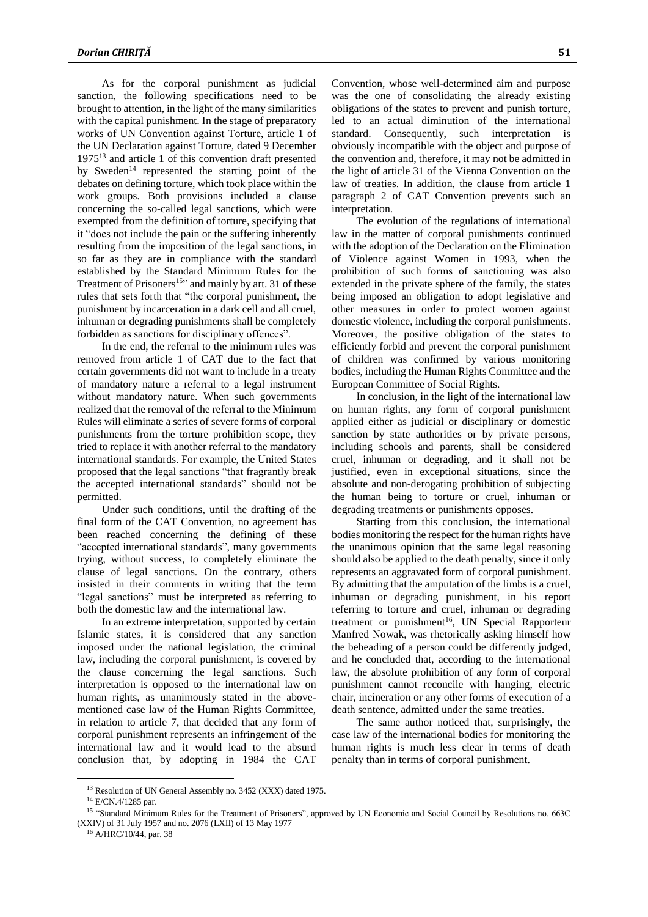As for the corporal punishment as judicial sanction, the following specifications need to be brought to attention, in the light of the many similarities with the capital punishment. In the stage of preparatory works of UN Convention against Torture, article 1 of the UN Declaration against Torture, dated 9 December 1975[13] and article 1 of this convention draft presented by Sweden[14] represented the starting point of the debates on defining torture, which took place within the work groups. Both provisions included a clause concerning the so-called legal sanctions, which were exempted from the definition of torture, specifying that it "does not include the pain or the suffering inherently resulting from the imposition of the legal sanctions, in so far as they are in compliance with the standard established by the Standard Minimum Rules for the Treatment of Prisoners[15]" and mainly by art. 31 of these rules that sets forth that "the corporal punishment, the punishment by incarceration in a dark cell and all cruel, inhuman or degrading punishments shall be completely forbidden as sanctions for disciplinary offences".

In the end, the referral to the minimum rules was removed from article 1 of CAT due to the fact that certain governments did not want to include in a treaty of mandatory nature a referral to a legal instrument without mandatory nature. When such governments realized that the removal of the referral to the Minimum Rules will eliminate a series of severe forms of corporal punishments from the torture prohibition scope, they tried to replace it with another referral to the mandatory international standards. For example, the United States proposed that the legal sanctions "that fragrantly break the accepted international standards" should not be permitted.

Under such conditions, until the drafting of the final form of the CAT Convention, no agreement has been reached concerning the defining of these "accepted international standards", many governments trying, without success, to completely eliminate the clause of legal sanctions. On the contrary, others insisted in their comments in writing that the term "legal sanctions" must be interpreted as referring to both the domestic law and the international law.

In an extreme interpretation, supported by certain Islamic states, it is considered that any sanction imposed under the national legislation, the criminal law, including the corporal punishment, is covered by the clause concerning the legal sanctions. Such interpretation is opposed to the international law on human rights, as unanimously stated in the above-mentioned case law of the Human Rights Committee, in relation to article 7, that decided that any form of corporal punishment represents an infringement of the international law and it would lead to the absurd conclusion that, by adopting in 1984 the CAT Convention, whose well-determined aim and purpose was the one of consolidating the already existing obligations of the states to prevent and punish torture, led to an actual diminution of the international standard. Consequently, such interpretation is obviously incompatible with the object and purpose of the convention and, therefore, it may not be admitted in the light of article 31 of the Vienna Convention on the law of treaties. In addition, the clause from article 1 paragraph 2 of CAT Convention prevents such an interpretation.

The evolution of the regulations of international law in the matter of corporal punishments continued with the adoption of the Declaration on the Elimination of Violence against Women in 1993, when the prohibition of such forms of sanctioning was also extended in the private sphere of the family, the states being imposed an obligation to adopt legislative and other measures in order to protect women against domestic violence, including the corporal punishments. Moreover, the positive obligation of the states to efficiently forbid and prevent the corporal punishment of children was confirmed by various monitoring bodies, including the Human Rights Committee and the European Committee of Social Rights.

In conclusion, in the light of the international law on human rights, any form of corporal punishment applied either as judicial or disciplinary or domestic sanction by state authorities or by private persons, including schools and parents, shall be considered cruel, inhuman or degrading, and it shall not be justified, even in exceptional situations, since the absolute and non-derogating prohibition of subjecting the human being to torture or cruel, inhuman or degrading treatments or punishments opposes.

Starting from this conclusion, the international bodies monitoring the respect for the human rights have the unanimous opinion that the same legal reasoning should also be applied to the death penalty, since it only represents an aggravated form of corporal punishment. By admitting that the amputation of the limbs is a cruel, inhuman or degrading punishment, in his report referring to torture and cruel, inhuman or degrading treatment or punishment[16], UN Special Rapporteur Manfred Nowak, was rhetorically asking himself how the beheading of a person could be differently judged, and he concluded that, according to the international law, the absolute prohibition of any form of corporal punishment cannot reconcile with hanging, electric chair, incineration or any other forms of execution of a death sentence, admitted under the same treaties.

The same author noticed that, surprisingly, the case law of the international bodies for monitoring the human rights is much less clear in terms of death penalty than in terms of corporal punishment.

---

[13] Resolution of UN General Assembly no. 3452 (XXX) dated 1975.

[14] E/CN.4/1285 par.

[15] "Standard Minimum Rules for the Treatment of Prisoners", approved by UN Economic and Social Council by Resolutions no. 663C (XXIV) of 31 July 1957 and no. 2076 (LXII) of 13 May 1977

[16] A/HRC/10/44, par. 38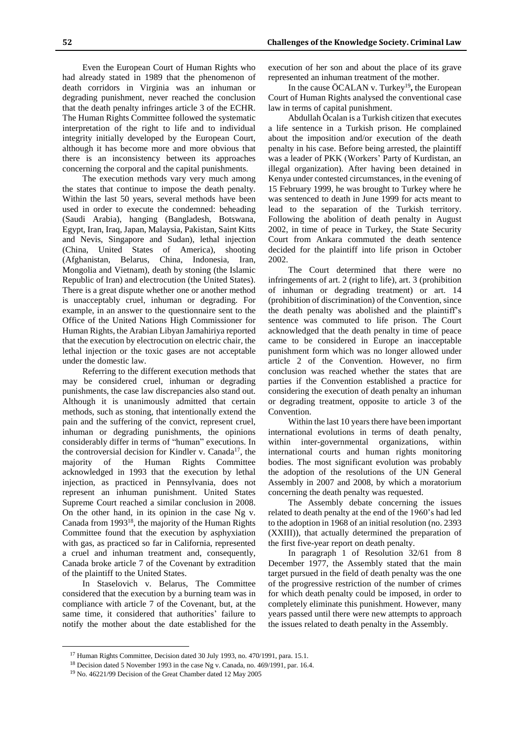Even the European Court of Human Rights who had already stated in 1989 that the phenomenon of death corridors in Virginia was an inhuman or degrading punishment, never reached the conclusion that the death penalty infringes article 3 of the ECHR. The Human Rights Committee followed the systematic interpretation of the right to life and to individual integrity initially developed by the European Court, although it has become more and more obvious that there is an inconsistency between its approaches concerning the corporal and the capital punishments.

The execution methods vary very much among the states that continue to impose the death penalty. Within the last 50 years, several methods have been used in order to execute the condemned: beheading (Saudi Arabia), hanging (Bangladesh, Botswana, Egypt, Iran, Iraq, Japan, Malaysia, Pakistan, Saint Kitts and Nevis, Singapore and Sudan), lethal injection (China, United States of America), shooting (Afghanistan, Belarus, China, Indonesia, Iran, Mongolia and Vietnam), death by stoning (the Islamic Republic of Iran) and electrocution (the United States). There is a great dispute whether one or another method is unacceptably cruel, inhuman or degrading. For example, in an answer to the questionnaire sent to the Office of the United Nations High Commissioner for Human Rights, the Arabian Libyan Jamahiriya reported that the execution by electrocution on electric chair, the lethal injection or the toxic gases are not acceptable under the domestic law.

Referring to the different execution methods that may be considered cruel, inhuman or degrading punishments, the case law discrepancies also stand out. Although it is unanimously admitted that certain methods, such as stoning, that intentionally extend the pain and the suffering of the convict, represent cruel, inhuman or degrading punishments, the opinions considerably differ in terms of "human" executions. In the controversial decision for Kindler v. Canada[17], the majority of the Human Rights Committee acknowledged in 1993 that the execution by lethal injection, as practiced in Pennsylvania, does not represent an inhuman punishment. United States Supreme Court reached a similar conclusion in 2008. On the other hand, in its opinion in the case Ng v. Canada from 1993[18], the majority of the Human Rights Committee found that the execution by asphyxiation with gas, as practiced so far in California, represented a cruel and inhuman treatment and, consequently, Canada broke article 7 of the Covenant by extradition of the plaintiff to the United States.

In Staselovich v. Belarus, The Committee considered that the execution by a burning team was in compliance with article 7 of the Covenant, but, at the same time, it considered that authorities' failure to notify the mother about the date established for the execution of her son and about the place of its grave represented an inhuman treatment of the mother.

In the cause ÖCALAN v. Turkey[19]**,** the European Court of Human Rights analysed the conventional case law in terms of capital punishment.

Abdullah Öcalan is a Turkish citizen that executes a life sentence in a Turkish prison. He complained about the imposition and/or execution of the death penalty in his case. Before being arrested, the plaintiff was a leader of PKK (Workers' Party of Kurdistan, an illegal organization). After having been detained in Kenya under contested circumstances, in the evening of 15 February 1999, he was brought to Turkey where he was sentenced to death in June 1999 for acts meant to lead to the separation of the Turkish territory. Following the abolition of death penalty in August 2002, in time of peace in Turkey, the State Security Court from Ankara commuted the death sentence decided for the plaintiff into life prison in October 2002.

The Court determined that there were no infringements of art. 2 (right to life), art. 3 (prohibition of inhuman or degrading treatment) or art. 14 (prohibition of discrimination) of the Convention, since the death penalty was abolished and the plaintiff's sentence was commuted to life prison. The Court acknowledged that the death penalty in time of peace came to be considered in Europe an inacceptable punishment form which was no longer allowed under article 2 of the Convention. However, no firm conclusion was reached whether the states that are parties if the Convention established a practice for considering the execution of death penalty an inhuman or degrading treatment, opposite to article 3 of the Convention.

Within the last 10 years there have been important international evolutions in terms of death penalty, within inter-governmental organizations, within international courts and human rights monitoring bodies. The most significant evolution was probably the adoption of the resolutions of the UN General Assembly in 2007 and 2008, by which a moratorium concerning the death penalty was requested.

The Assembly debate concerning the issues related to death penalty at the end of the 1960's had led to the adoption in 1968 of an initial resolution (no. 2393 (XXIII)), that actually determined the preparation of the first five-year report on death penalty.

In paragraph 1 of Resolution 32/61 from 8 December 1977, the Assembly stated that the main target pursued in the field of death penalty was the one of the progressive restriction of the number of crimes for which death penalty could be imposed, in order to completely eliminate this punishment. However, many years passed until there were new attempts to approach the issues related to death penalty in the Assembly.

[17] Human Rights Committee, Decision dated 30 July 1993, no. 470/1991, para. 15.1.

[18] Decision dated 5 November 1993 in the case Ng v. Canada, no. 469/1991, par. 16.4.

[19] No. 46221/99 Decision of the Great Chamber dated 12 May 2005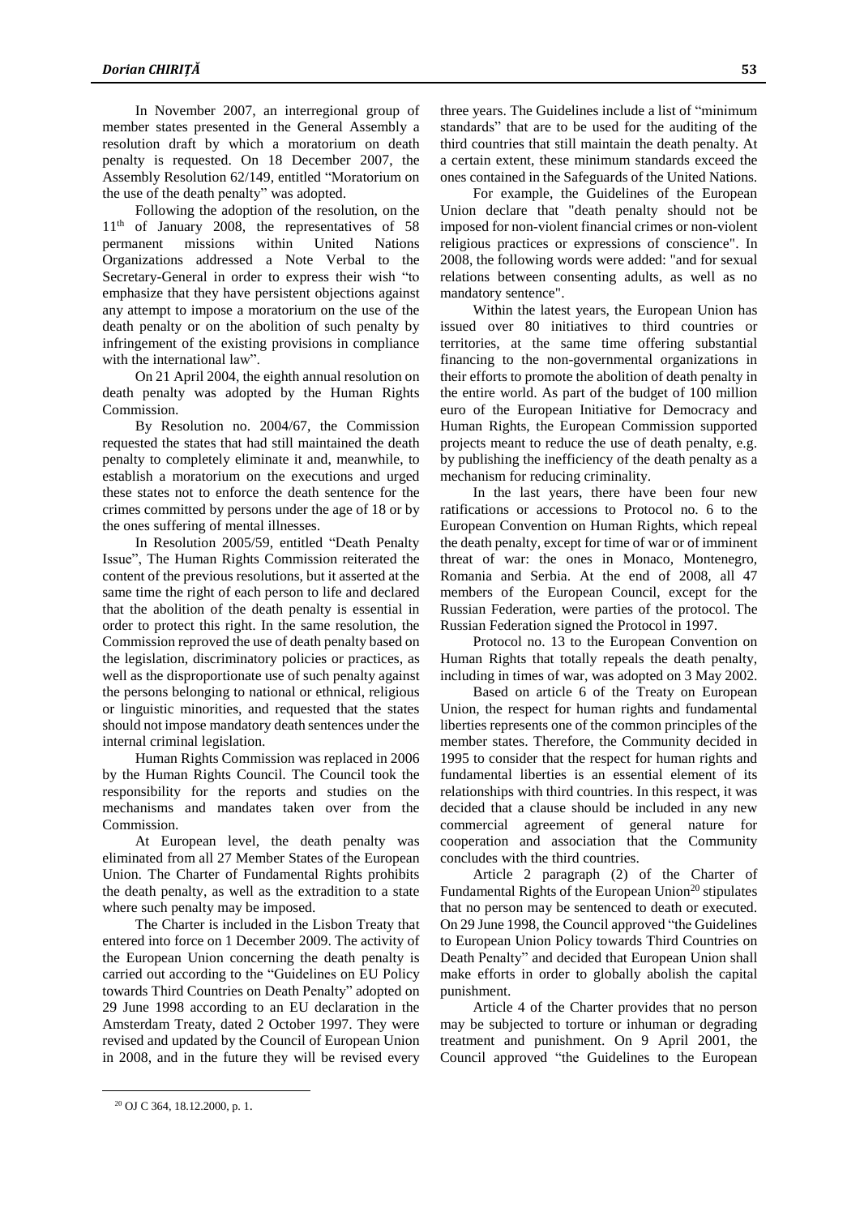In November 2007, an interregional group of member states presented in the General Assembly a resolution draft by which a moratorium on death penalty is requested. On 18 December 2007, the Assembly Resolution 62/149, entitled "Moratorium on the use of the death penalty" was adopted.

Following the adoption of the resolution, on the 11th of January 2008, the representatives of 58 permanent missions within United Nations Organizations addressed a Note Verbal to the Secretary-General in order to express their wish "to emphasize that they have persistent objections against any attempt to impose a moratorium on the use of the death penalty or on the abolition of such penalty by infringement of the existing provisions in compliance with the international law".

On 21 April 2004, the eighth annual resolution on death penalty was adopted by the Human Rights Commission.

By Resolution no. 2004/67, the Commission requested the states that had still maintained the death penalty to completely eliminate it and, meanwhile, to establish a moratorium on the executions and urged these states not to enforce the death sentence for the crimes committed by persons under the age of 18 or by the ones suffering of mental illnesses.

In Resolution 2005/59, entitled "Death Penalty Issue", The Human Rights Commission reiterated the content of the previous resolutions, but it asserted at the same time the right of each person to life and declared that the abolition of the death penalty is essential in order to protect this right. In the same resolution, the Commission reproved the use of death penalty based on the legislation, discriminatory policies or practices, as well as the disproportionate use of such penalty against the persons belonging to national or ethnical, religious or linguistic minorities, and requested that the states should not impose mandatory death sentences under the internal criminal legislation.

Human Rights Commission was replaced in 2006 by the Human Rights Council. The Council took the responsibility for the reports and studies on the mechanisms and mandates taken over from the Commission.

At European level, the death penalty was eliminated from all 27 Member States of the European Union. The Charter of Fundamental Rights prohibits the death penalty, as well as the extradition to a state where such penalty may be imposed.

The Charter is included in the Lisbon Treaty that entered into force on 1 December 2009. The activity of the European Union concerning the death penalty is carried out according to the "Guidelines on EU Policy towards Third Countries on Death Penalty" adopted on 29 June 1998 according to an EU declaration in the Amsterdam Treaty, dated 2 October 1997. They were revised and updated by the Council of European Union in 2008, and in the future they will be revised every three years. The Guidelines include a list of "minimum standards" that are to be used for the auditing of the third countries that still maintain the death penalty. At a certain extent, these minimum standards exceed the ones contained in the Safeguards of the United Nations.

For example, the Guidelines of the European Union declare that "death penalty should not be imposed for non-violent financial crimes or non-violent religious practices or expressions of conscience". In 2008, the following words were added: "and for sexual relations between consenting adults, as well as no mandatory sentence".

Within the latest years, the European Union has issued over 80 initiatives to third countries or territories, at the same time offering substantial financing to the non-governmental organizations in their efforts to promote the abolition of death penalty in the entire world. As part of the budget of 100 million euro of the European Initiative for Democracy and Human Rights, the European Commission supported projects meant to reduce the use of death penalty, e.g. by publishing the inefficiency of the death penalty as a mechanism for reducing criminality.

In the last years, there have been four new ratifications or accessions to Protocol no. 6 to the European Convention on Human Rights, which repeal the death penalty, except for time of war or of imminent threat of war: the ones in Monaco, Montenegro, Romania and Serbia. At the end of 2008, all 47 members of the European Council, except for the Russian Federation, were parties of the protocol. The Russian Federation signed the Protocol in 1997.

Protocol no. 13 to the European Convention on Human Rights that totally repeals the death penalty, including in times of war, was adopted on 3 May 2002.

Based on article 6 of the Treaty on European Union, the respect for human rights and fundamental liberties represents one of the common principles of the member states. Therefore, the Community decided in 1995 to consider that the respect for human rights and fundamental liberties is an essential element of its relationships with third countries. In this respect, it was decided that a clause should be included in any new commercial agreement of general nature for cooperation and association that the Community concludes with the third countries.

Article 2 paragraph (2) of the Charter of Fundamental Rights of the European Union[20] stipulates that no person may be sentenced to death or executed. On 29 June 1998, the Council approved "the Guidelines to European Union Policy towards Third Countries on Death Penalty" and decided that European Union shall make efforts in order to globally abolish the capital punishment.

Article 4 of the Charter provides that no person may be subjected to torture or inhuman or degrading treatment and punishment. On 9 April 2001, the Council approved "the Guidelines to the European

---

[20] OJ C 364, 18.12.2000, p. 1.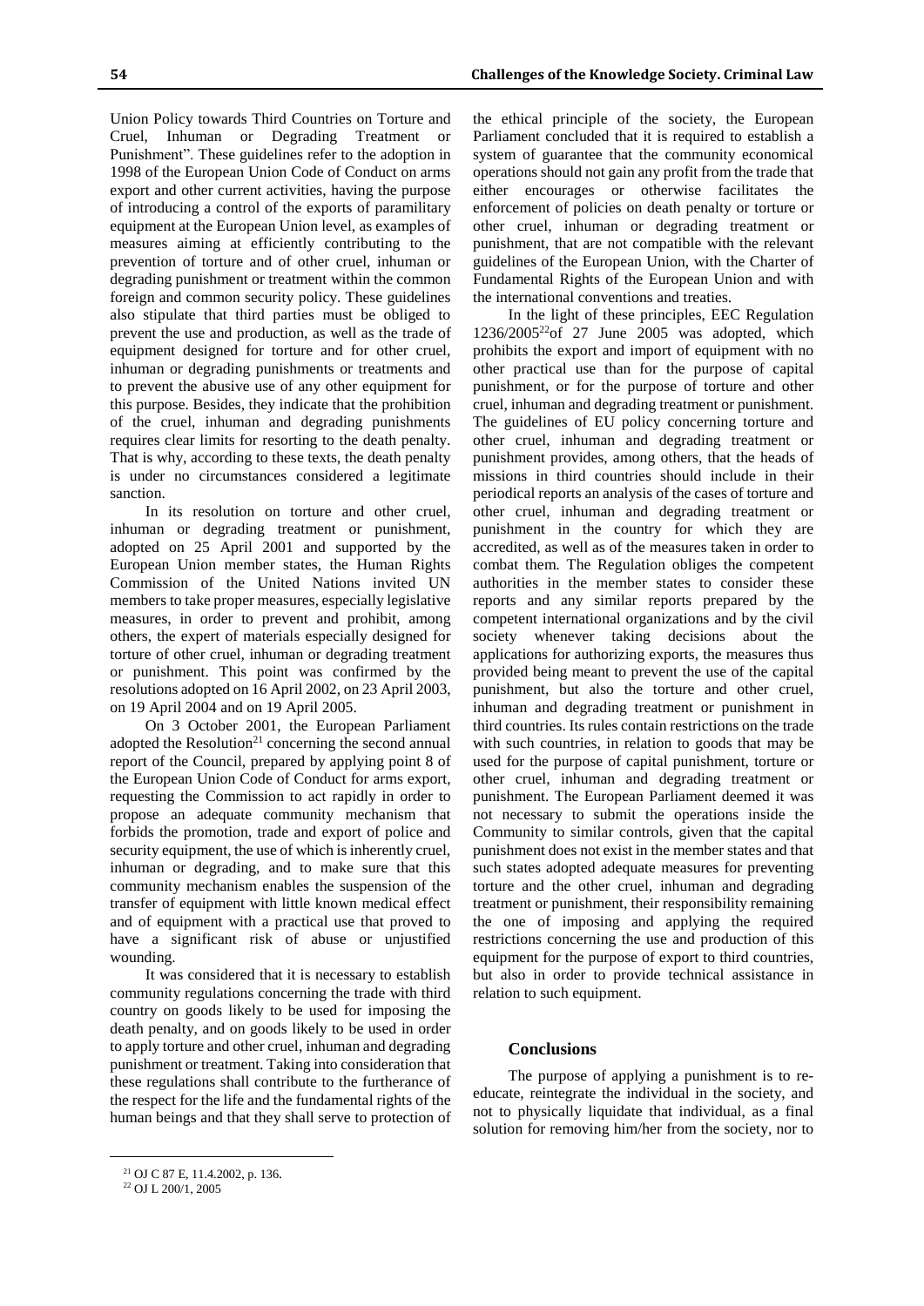Union Policy towards Third Countries on Torture and Cruel, Inhuman or Degrading Treatment or Punishment". These guidelines refer to the adoption in 1998 of the European Union Code of Conduct on arms export and other current activities, having the purpose of introducing a control of the exports of paramilitary equipment at the European Union level, as examples of measures aiming at efficiently contributing to the prevention of torture and of other cruel, inhuman or degrading punishment or treatment within the common foreign and common security policy. These guidelines also stipulate that third parties must be obliged to prevent the use and production, as well as the trade of equipment designed for torture and for other cruel, inhuman or degrading punishments or treatments and to prevent the abusive use of any other equipment for this purpose. Besides, they indicate that the prohibition of the cruel, inhuman and degrading punishments requires clear limits for resorting to the death penalty. That is why, according to these texts, the death penalty is under no circumstances considered a legitimate sanction.

In its resolution on torture and other cruel, inhuman or degrading treatment or punishment, adopted on 25 April 2001 and supported by the European Union member states, the Human Rights Commission of the United Nations invited UN members to take proper measures, especially legislative measures, in order to prevent and prohibit, among others, the expert of materials especially designed for torture of other cruel, inhuman or degrading treatment or punishment. This point was confirmed by the resolutions adopted on 16 April 2002, on 23 April 2003, on 19 April 2004 and on 19 April 2005.

On 3 October 2001, the European Parliament adopted the Resolution[21] concerning the second annual report of the Council, prepared by applying point 8 of the European Union Code of Conduct for arms export, requesting the Commission to act rapidly in order to propose an adequate community mechanism that forbids the promotion, trade and export of police and security equipment, the use of which is inherently cruel, inhuman or degrading, and to make sure that this community mechanism enables the suspension of the transfer of equipment with little known medical effect and of equipment with a practical use that proved to have a significant risk of abuse or unjustified wounding.

It was considered that it is necessary to establish community regulations concerning the trade with third country on goods likely to be used for imposing the death penalty, and on goods likely to be used in order to apply torture and other cruel, inhuman and degrading punishment or treatment. Taking into consideration that these regulations shall contribute to the furtherance of the respect for the life and the fundamental rights of the human beings and that they shall serve to protection of the ethical principle of the society, the European Parliament concluded that it is required to establish a system of guarantee that the community economical operations should not gain any profit from the trade that either encourages or otherwise facilitates the enforcement of policies on death penalty or torture or other cruel, inhuman or degrading treatment or punishment, that are not compatible with the relevant guidelines of the European Union, with the Charter of Fundamental Rights of the European Union and with the international conventions and treaties.

In the light of these principles, EEC Regulation 1236/2005[22]of 27 June 2005 was adopted, which prohibits the export and import of equipment with no other practical use than for the purpose of capital punishment, or for the purpose of torture and other cruel, inhuman and degrading treatment or punishment. The guidelines of EU policy concerning torture and other cruel, inhuman and degrading treatment or punishment provides, among others, that the heads of missions in third countries should include in their periodical reports an analysis of the cases of torture and other cruel, inhuman and degrading treatment or punishment in the country for which they are accredited, as well as of the measures taken in order to combat them. The Regulation obliges the competent authorities in the member states to consider these reports and any similar reports prepared by the competent international organizations and by the civil society whenever taking decisions about the applications for authorizing exports, the measures thus provided being meant to prevent the use of the capital punishment, but also the torture and other cruel, inhuman and degrading treatment or punishment in third countries. Its rules contain restrictions on the trade with such countries, in relation to goods that may be used for the purpose of capital punishment, torture or other cruel, inhuman and degrading treatment or punishment. The European Parliament deemed it was not necessary to submit the operations inside the Community to similar controls, given that the capital punishment does not exist in the member states and that such states adopted adequate measures for preventing torture and the other cruel, inhuman and degrading treatment or punishment, their responsibility remaining the one of imposing and applying the required restrictions concerning the use and production of this equipment for the purpose of export to third countries, but also in order to provide technical assistance in relation to such equipment.

## Conclusions

The purpose of applying a punishment is to re-educate, reintegrate the individual in the society, and not to physically liquidate that individual, as a final solution for removing him/her from the society, nor to

[21] OJ C 87 E, 11.4.2002, p. 136.

[22] OJ L 200/1, 2005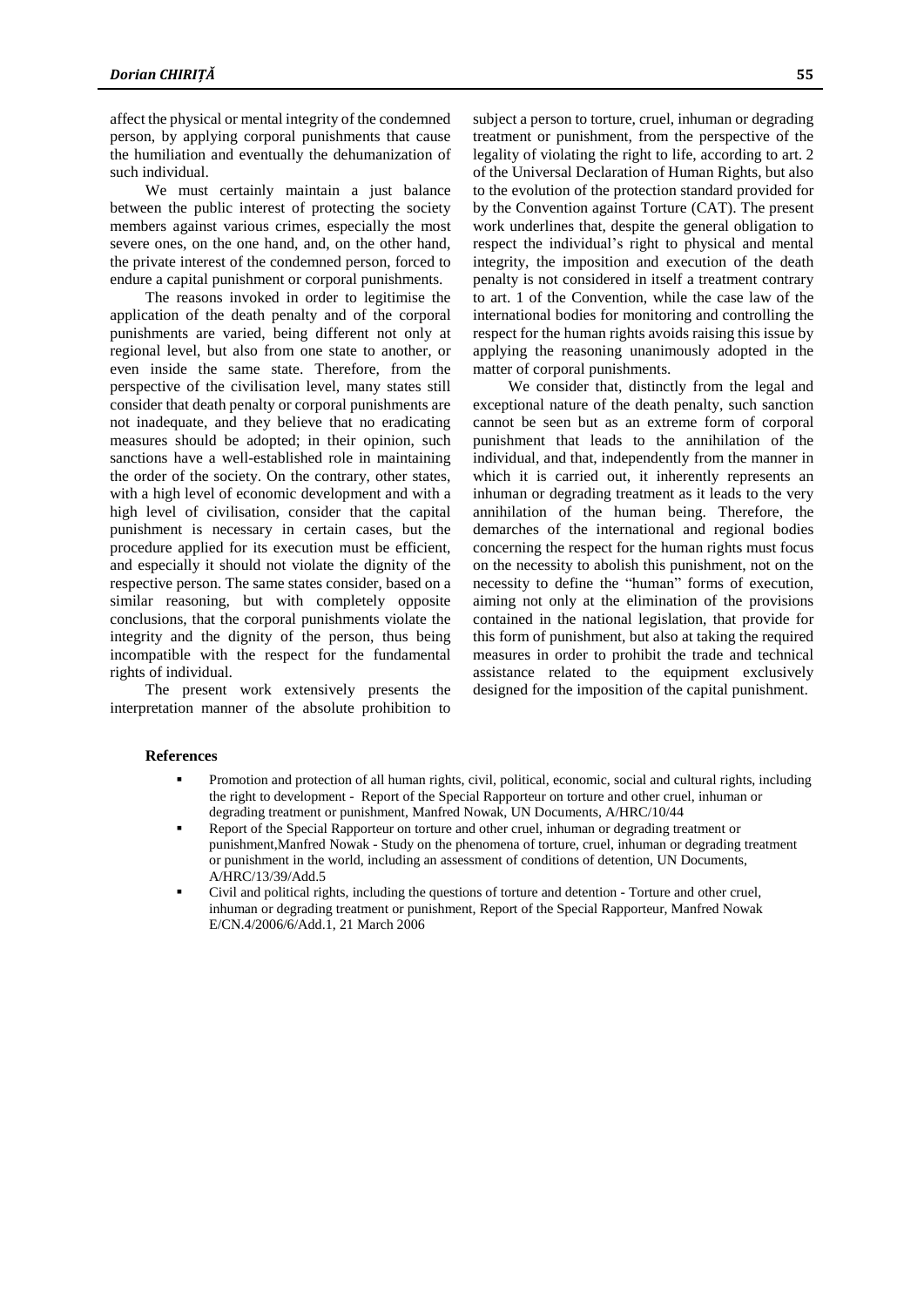affect the physical or mental integrity of the condemned person, by applying corporal punishments that cause the humiliation and eventually the dehumanization of such individual.

We must certainly maintain a just balance between the public interest of protecting the society members against various crimes, especially the most severe ones, on the one hand, and, on the other hand, the private interest of the condemned person, forced to endure a capital punishment or corporal punishments.

The reasons invoked in order to legitimise the application of the death penalty and of the corporal punishments are varied, being different not only at regional level, but also from one state to another, or even inside the same state. Therefore, from the perspective of the civilisation level, many states still consider that death penalty or corporal punishments are not inadequate, and they believe that no eradicating measures should be adopted; in their opinion, such sanctions have a well-established role in maintaining the order of the society. On the contrary, other states, with a high level of economic development and with a high level of civilisation, consider that the capital punishment is necessary in certain cases, but the procedure applied for its execution must be efficient, and especially it should not violate the dignity of the respective person. The same states consider, based on a similar reasoning, but with completely opposite conclusions, that the corporal punishments violate the integrity and the dignity of the person, thus being incompatible with the respect for the fundamental rights of individual.

The present work extensively presents the interpretation manner of the absolute prohibition to subject a person to torture, cruel, inhuman or degrading treatment or punishment, from the perspective of the legality of violating the right to life, according to art. 2 of the Universal Declaration of Human Rights, but also to the evolution of the protection standard provided for by the Convention against Torture (CAT). The present work underlines that, despite the general obligation to respect the individual's right to physical and mental integrity, the imposition and execution of the death penalty is not considered in itself a treatment contrary to art. 1 of the Convention, while the case law of the international bodies for monitoring and controlling the respect for the human rights avoids raising this issue by applying the reasoning unanimously adopted in the matter of corporal punishments.

We consider that, distinctly from the legal and exceptional nature of the death penalty, such sanction cannot be seen but as an extreme form of corporal punishment that leads to the annihilation of the individual, and that, independently from the manner in which it is carried out, it inherently represents an inhuman or degrading treatment as it leads to the very annihilation of the human being. Therefore, the demarches of the international and regional bodies concerning the respect for the human rights must focus on the necessity to abolish this punishment, not on the necessity to define the "human" forms of execution, aiming not only at the elimination of the provisions contained in the national legislation, that provide for this form of punishment, but also at taking the required measures in order to prohibit the trade and technical assistance related to the equipment exclusively designed for the imposition of the capital punishment.

**References**

- Promotion and protection of all human rights, civil, political, economic, social and cultural rights, including the right to development - Report of the Special Rapporteur on torture and other cruel, inhuman or degrading treatment or punishment, Manfred Nowak, UN Documents, A/HRC/10/44
- Report of the Special Rapporteur on torture and other cruel, inhuman or degrading treatment or punishment,Manfred Nowak - Study on the phenomena of torture, cruel, inhuman or degrading treatment or punishment in the world, including an assessment of conditions of detention, UN Documents, A/HRC/13/39/Add.5
- Civil and political rights, including the questions of torture and detention - Torture and other cruel, inhuman or degrading treatment or punishment, Report of the Special Rapporteur, Manfred Nowak E/CN.4/2006/6/Add.1, 21 March 2006